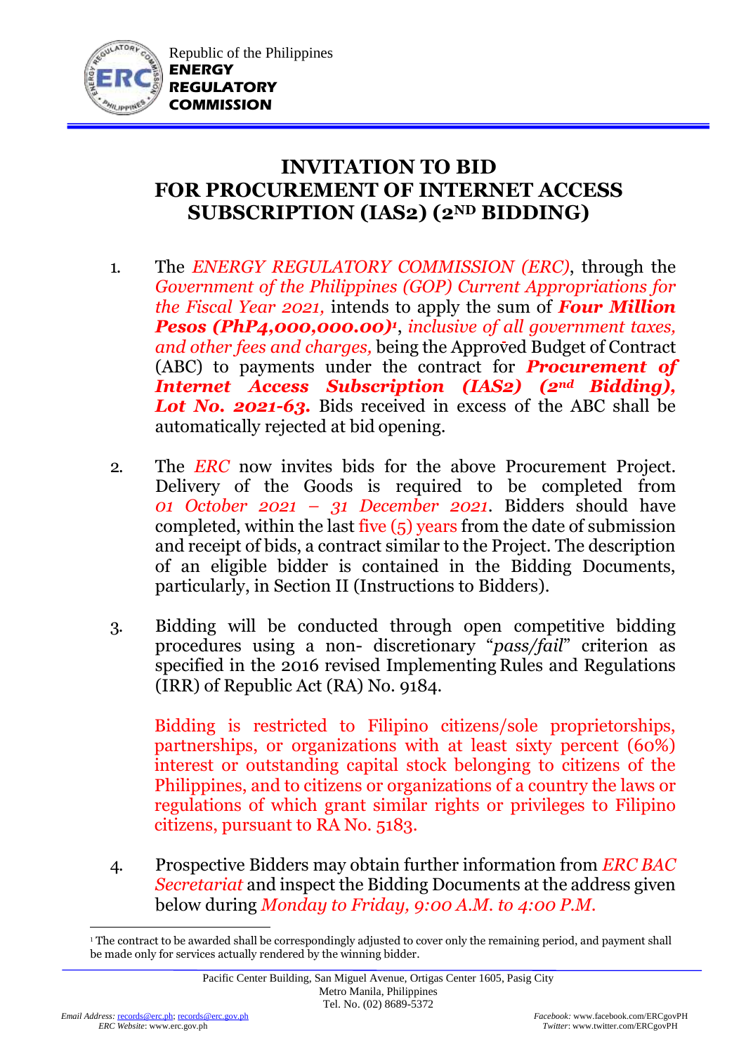Republic of the Philippines
**ENERGY REGULATORY COMMISSION**

# INVITATION TO BID FOR PROCUREMENT OF INTERNET ACCESS SUBSCRIPTION (IAS2) (2ND BIDDING)

1. The *ENERGY REGULATORY COMMISSION (ERC)*, through the *Government of the Philippines (GOP) Current Appropriations for the Fiscal Year 2021,* intends to apply the sum of ***Four Million Pesos (PhP4,000,000.00)***[1], *inclusive of all government taxes, and other fees and charges,* being the Approved Budget of Contract (ABC) to payments under the contract for ***Procurement of Internet Access Subscription (IAS2) (2nd Bidding), Lot No. 2021-63.*** Bids received in excess of the ABC shall be automatically rejected at bid opening.

2. The *ERC* now invites bids for the above Procurement Project. Delivery of the Goods is required to be completed from *01 October 2021 – 31 December 2021*. Bidders should have completed, within the last five (5) years from the date of submission and receipt of bids, a contract similar to the Project. The description of an eligible bidder is contained in the Bidding Documents, particularly, in Section II (Instructions to Bidders).

3. Bidding will be conducted through open competitive bidding procedures using a non- discretionary "*pass/fail*" criterion as specified in the 2016 revised Implementing Rules and Regulations (IRR) of Republic Act (RA) No. 9184.

   Bidding is restricted to Filipino citizens/sole proprietorships, partnerships, or organizations with at least sixty percent (60%) interest or outstanding capital stock belonging to citizens of the Philippines, and to citizens or organizations of a country the laws or regulations of which grant similar rights or privileges to Filipino citizens, pursuant to RA No. 5183.

4. Prospective Bidders may obtain further information from *ERC BAC Secretariat* and inspect the Bidding Documents at the address given below during *Monday to Friday, 9:00 A.M. to 4:00 P.M.*

[1] The contract to be awarded shall be correspondingly adjusted to cover only the remaining period, and payment shall be made only for services actually rendered by the winning bidder.

Pacific Center Building, San Miguel Avenue, Ortigas Center 1605, Pasig City
Metro Manila, Philippines
Tel. No. (02) 8689-5372

*Email Address:* records@erc.ph; records@erc.gov.ph
*ERC Website*: www.erc.gov.ph

*Facebook:* www.facebook.com/ERCgovPH
*Twitter*: www.twitter.com/ERCgovPH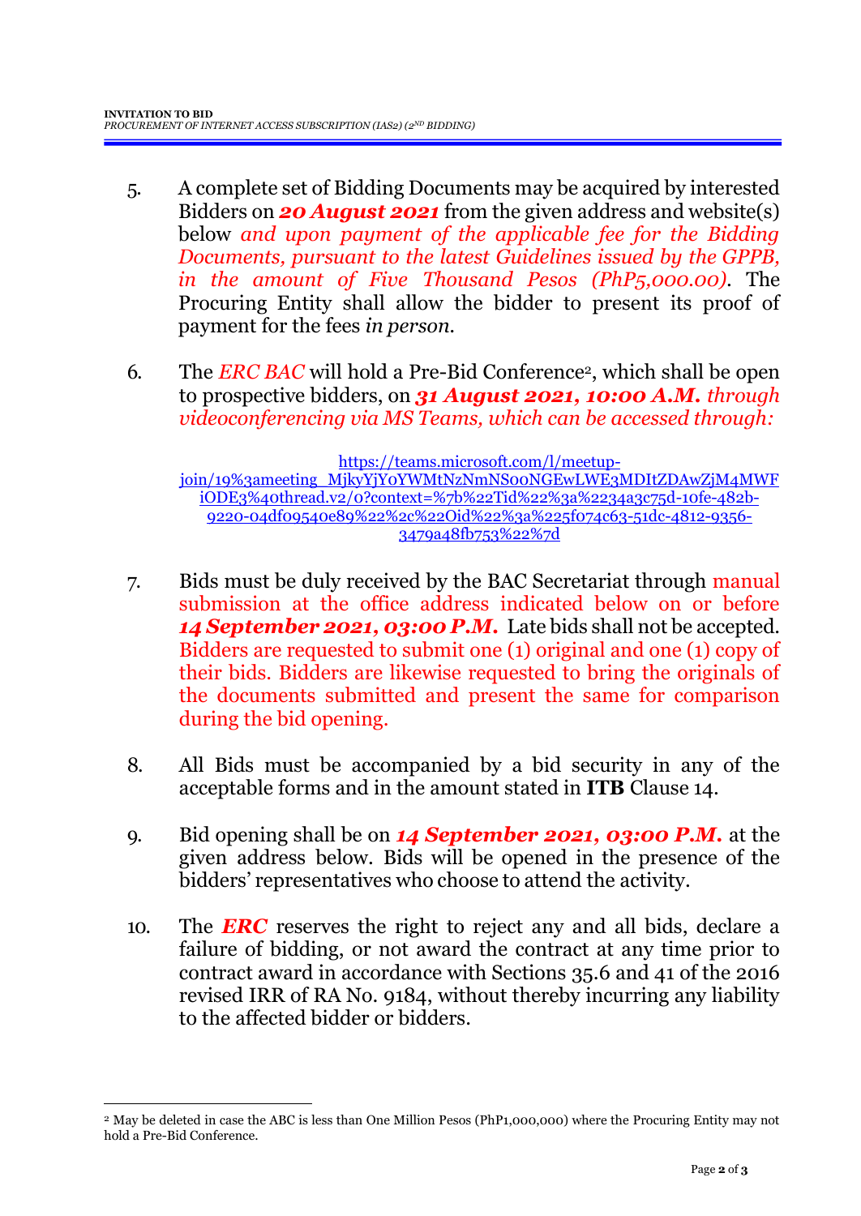5. A complete set of Bidding Documents may be acquired by interested Bidders on ***20 August 2021*** from the given address and website(s) below *and upon payment of the applicable fee for the Bidding Documents, pursuant to the latest Guidelines issued by the GPPB, in the amount of Five Thousand Pesos (PhP5,000.00)*. The Procuring Entity shall allow the bidder to present its proof of payment for the fees *in person*.

6. The *ERC BAC* will hold a Pre-Bid Conference[2], which shall be open to prospective bidders, on ***31 August 2021, 10:00 A.M.*** *through videoconferencing via MS Teams, which can be accessed through:*

   https://teams.microsoft.com/l/meetup-join/19%3ameeting_MjkyYjY0YWMtNzNmNS00NGEwLWE3MDItZDAwZjM4MWFiODE3%40thread.v2/0?context=%7b%22Tid%22%3a%2234a3c75d-10fe-482b-9220-04df09540e89%22%2c%22Oid%22%3a%225f074c63-51dc-4812-9356-3479a48fb753%22%7d

7. Bids must be duly received by the BAC Secretariat through manual submission at the office address indicated below on or before ***14 September 2021, 03:00 P.M.*** Late bids shall not be accepted. Bidders are requested to submit one (1) original and one (1) copy of their bids. Bidders are likewise requested to bring the originals of the documents submitted and present the same for comparison during the bid opening.

8. All Bids must be accompanied by a bid security in any of the acceptable forms and in the amount stated in **ITB** Clause 14.

9. Bid opening shall be on ***14 September 2021, 03:00 P.M.*** at the given address below. Bids will be opened in the presence of the bidders' representatives who choose to attend the activity.

10. The ***ERC*** reserves the right to reject any and all bids, declare a failure of bidding, or not award the contract at any time prior to contract award in accordance with Sections 35.6 and 41 of the 2016 revised IRR of RA No. 9184, without thereby incurring any liability to the affected bidder or bidders.

---

[2] May be deleted in case the ABC is less than One Million Pesos (PhP1,000,000) where the Procuring Entity may not hold a Pre-Bid Conference.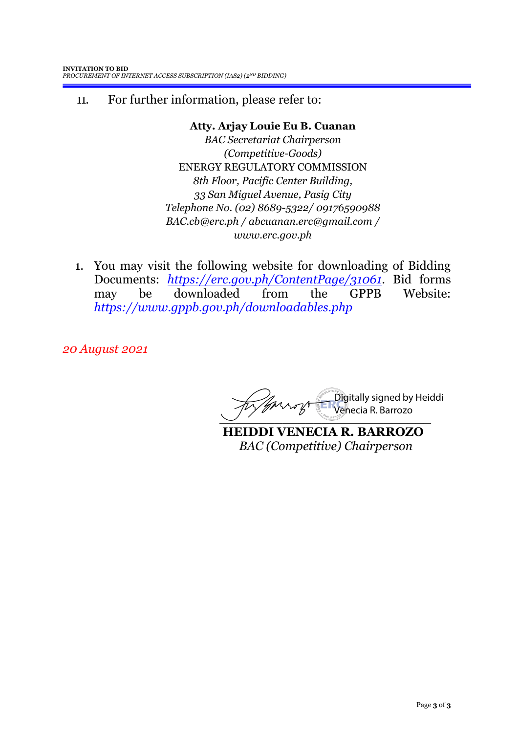11. For further information, please refer to:

**Atty. Arjay Louie Eu B. Cuanan**
*BAC Secretariat Chairperson*
*(Competitive-Goods)*
ENERGY REGULATORY COMMISSION
*8th Floor, Pacific Center Building,*
*33 San Miguel Avenue, Pasig City*
*Telephone No. (02) 8689-5322/ 09176590988*
*BAC.cb@erc.ph / abcuanan.erc@gmail.com /*
*www.erc.gov.ph*

1. You may visit the following website for downloading of Bidding Documents: *https://erc.gov.ph/ContentPage/31061*. Bid forms may be downloaded from the GPPB Website: *https://www.gppb.gov.ph/downloadables.php*

*20 August 2021*

Digitally signed by Heiddi Venecia R. Barrozo

**HEIDDI VENECIA R. BARROZO**
*BAC (Competitive) Chairperson*